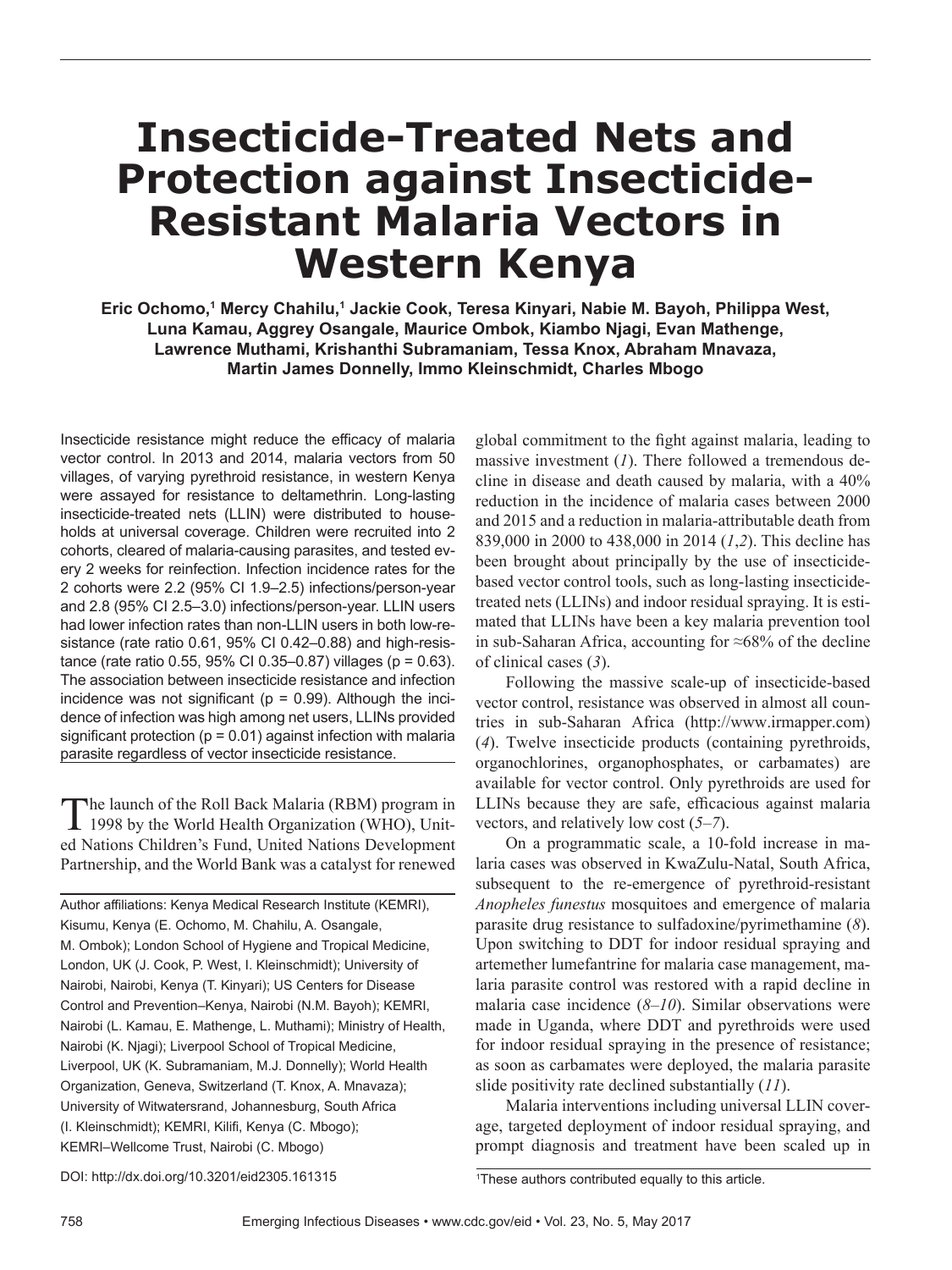# Insecticide-Treated Nets and Protection against Insecticide-Resistant Malaria Vectors in Western Kenya

**Eric Ochomo,[1] Mercy Chahilu,[1] Jackie Cook, Teresa Kinyari, Nabie M. Bayoh, Philippa West, Luna Kamau, Aggrey Osangale, Maurice Ombok, Kiambo Njagi, Evan Mathenge, Lawrence Muthami, Krishanthi Subramaniam, Tessa Knox, Abraham Mnavaza, Martin James Donnelly, Immo Kleinschmidt, Charles Mbogo**

Insecticide resistance might reduce the efficacy of malaria vector control. In 2013 and 2014, malaria vectors from 50 villages, of varying pyrethroid resistance, in western Kenya were assayed for resistance to deltamethrin. Long-lasting insecticide-treated nets (LLIN) were distributed to households at universal coverage. Children were recruited into 2 cohorts, cleared of malaria-causing parasites, and tested every 2 weeks for reinfection. Infection incidence rates for the 2 cohorts were 2.2 (95% CI 1.9–2.5) infections/person-year and 2.8 (95% CI 2.5–3.0) infections/person-year. LLIN users had lower infection rates than non-LLIN users in both low-resistance (rate ratio 0.61, 95% CI 0.42–0.88) and high-resistance (rate ratio 0.55, 95% CI 0.35–0.87) villages ($p = 0.63$). The association between insecticide resistance and infection incidence was not significant ($p = 0.99$). Although the incidence of infection was high among net users, LLINs provided significant protection ($p = 0.01$) against infection with malaria parasite regardless of vector insecticide resistance.

The launch of the Roll Back Malaria (RBM) program in 1998 by the World Health Organization (WHO), United Nations Children's Fund, United Nations Development Partnership, and the World Bank was a catalyst for renewed global commitment to the fight against malaria, leading to massive investment (*1*). There followed a tremendous decline in disease and death caused by malaria, with a 40% reduction in the incidence of malaria cases between 2000 and 2015 and a reduction in malaria-attributable death from 839,000 in 2000 to 438,000 in 2014 (*1*,*2*). This decline has been brought about principally by the use of insecticide-based vector control tools, such as long-lasting insecticide-treated nets (LLINs) and indoor residual spraying. It is estimated that LLINs have been a key malaria prevention tool in sub-Saharan Africa, accounting for ≈68% of the decline of clinical cases (*3*).

Following the massive scale-up of insecticide-based vector control, resistance was observed in almost all countries in sub-Saharan Africa (http://www.irmapper.com) (*4*). Twelve insecticide products (containing pyrethroids, organochlorines, organophosphates, or carbamates) are available for vector control. Only pyrethroids are used for LLINs because they are safe, efficacious against malaria vectors, and relatively low cost (*5*–*7*).

On a programmatic scale, a 10-fold increase in malaria cases was observed in KwaZulu-Natal, South Africa, subsequent to the re-emergence of pyrethroid-resistant *Anopheles funestus* mosquitoes and emergence of malaria parasite drug resistance to sulfadoxine/pyrimethamine (*8*). Upon switching to DDT for indoor residual spraying and artemether lumefantrine for malaria case management, malaria parasite control was restored with a rapid decline in malaria case incidence (*8*–*10*). Similar observations were made in Uganda, where DDT and pyrethroids were used for indoor residual spraying in the presence of resistance; as soon as carbamates were deployed, the malaria parasite slide positivity rate declined substantially (*11*).

Malaria interventions including universal LLIN coverage, targeted deployment of indoor residual spraying, and prompt diagnosis and treatment have been scaled up in

Author affiliations: Kenya Medical Research Institute (KEMRI), Kisumu, Kenya (E. Ochomo, M. Chahilu, A. Osangale, M. Ombok); London School of Hygiene and Tropical Medicine, London, UK (J. Cook, P. West, I. Kleinschmidt); University of Nairobi, Nairobi, Kenya (T. Kinyari); US Centers for Disease Control and Prevention–Kenya, Nairobi (N.M. Bayoh); KEMRI, Nairobi (L. Kamau, E. Mathenge, L. Muthami); Ministry of Health, Nairobi (K. Njagi); Liverpool School of Tropical Medicine, Liverpool, UK (K. Subramaniam, M.J. Donnelly); World Health Organization, Geneva, Switzerland (T. Knox, A. Mnavaza); University of Witwatersrand, Johannesburg, South Africa (I. Kleinschmidt); KEMRI, Kilifi, Kenya (C. Mbogo); KEMRI–Wellcome Trust, Nairobi (C. Mbogo)

DOI: http://dx.doi.org/10.3201/eid2305.161315

[1]These authors contributed equally to this article.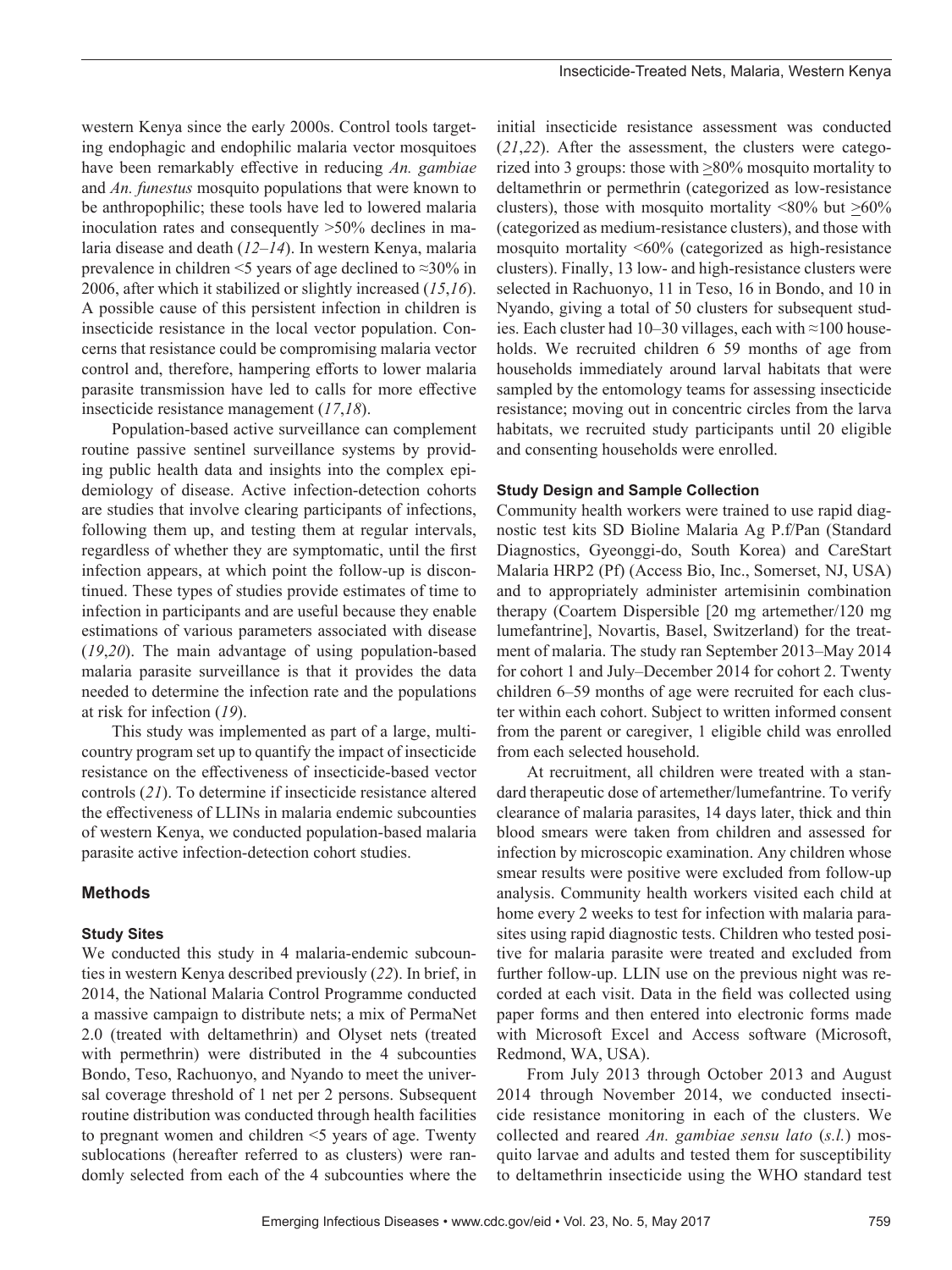western Kenya since the early 2000s. Control tools targeting endophagic and endophilic malaria vector mosquitoes have been remarkably effective in reducing *An. gambiae* and *An. funestus* mosquito populations that were known to be anthropophilic; these tools have led to lowered malaria inoculation rates and consequently >50% declines in malaria disease and death (*12–14*). In western Kenya, malaria prevalence in children <5 years of age declined to ≈30% in 2006, after which it stabilized or slightly increased (*15*,*16*). A possible cause of this persistent infection in children is insecticide resistance in the local vector population. Concerns that resistance could be compromising malaria vector control and, therefore, hampering efforts to lower malaria parasite transmission have led to calls for more effective insecticide resistance management (*17*,*18*).

Population-based active surveillance can complement routine passive sentinel surveillance systems by providing public health data and insights into the complex epidemiology of disease. Active infection-detection cohorts are studies that involve clearing participants of infections, following them up, and testing them at regular intervals, regardless of whether they are symptomatic, until the first infection appears, at which point the follow-up is discontinued. These types of studies provide estimates of time to infection in participants and are useful because they enable estimations of various parameters associated with disease (*19*,*20*). The main advantage of using population-based malaria parasite surveillance is that it provides the data needed to determine the infection rate and the populations at risk for infection (*19*).

This study was implemented as part of a large, multi-country program set up to quantify the impact of insecticide resistance on the effectiveness of insecticide-based vector controls (*21*). To determine if insecticide resistance altered the effectiveness of LLINs in malaria endemic subcounties of western Kenya, we conducted population-based malaria parasite active infection-detection cohort studies.

## Methods

### Study Sites

We conducted this study in 4 malaria-endemic subcounties in western Kenya described previously (*22*). In brief, in 2014, the National Malaria Control Programme conducted a massive campaign to distribute nets; a mix of PermaNet 2.0 (treated with deltamethrin) and Olyset nets (treated with permethrin) were distributed in the 4 subcounties Bondo, Teso, Rachuonyo, and Nyando to meet the universal coverage threshold of 1 net per 2 persons. Subsequent routine distribution was conducted through health facilities to pregnant women and children <5 years of age. Twenty sublocations (hereafter referred to as clusters) were randomly selected from each of the 4 subcounties where the initial insecticide resistance assessment was conducted (*21*,*22*). After the assessment, the clusters were categorized into 3 groups: those with ≥80% mosquito mortality to deltamethrin or permethrin (categorized as low-resistance clusters), those with mosquito mortality <80% but ≥60% (categorized as medium-resistance clusters), and those with mosquito mortality <60% (categorized as high-resistance clusters). Finally, 13 low- and high-resistance clusters were selected in Rachuonyo, 11 in Teso, 16 in Bondo, and 10 in Nyando, giving a total of 50 clusters for subsequent studies. Each cluster had 10–30 villages, each with ≈100 households. We recruited children 6 59 months of age from households immediately around larval habitats that were sampled by the entomology teams for assessing insecticide resistance; moving out in concentric circles from the larva habitats, we recruited study participants until 20 eligible and consenting households were enrolled.

### Study Design and Sample Collection

Community health workers were trained to use rapid diagnostic test kits SD Bioline Malaria Ag P.f/Pan (Standard Diagnostics, Gyeonggi-do, South Korea) and CareStart Malaria HRP2 (Pf) (Access Bio, Inc., Somerset, NJ, USA) and to appropriately administer artemisinin combination therapy (Coartem Dispersible [20 mg artemether/120 mg lumefantrine], Novartis, Basel, Switzerland) for the treatment of malaria. The study ran September 2013–May 2014 for cohort 1 and July–December 2014 for cohort 2. Twenty children 6–59 months of age were recruited for each cluster within each cohort. Subject to written informed consent from the parent or caregiver, 1 eligible child was enrolled from each selected household.

At recruitment, all children were treated with a standard therapeutic dose of artemether/lumefantrine. To verify clearance of malaria parasites, 14 days later, thick and thin blood smears were taken from children and assessed for infection by microscopic examination. Any children whose smear results were positive were excluded from follow-up analysis. Community health workers visited each child at home every 2 weeks to test for infection with malaria parasites using rapid diagnostic tests. Children who tested positive for malaria parasite were treated and excluded from further follow-up. LLIN use on the previous night was recorded at each visit. Data in the field was collected using paper forms and then entered into electronic forms made with Microsoft Excel and Access software (Microsoft, Redmond, WA, USA).

From July 2013 through October 2013 and August 2014 through November 2014, we conducted insecticide resistance monitoring in each of the clusters. We collected and reared *An. gambiae sensu lato* (*s.l.*) mosquito larvae and adults and tested them for susceptibility to deltamethrin insecticide using the WHO standard test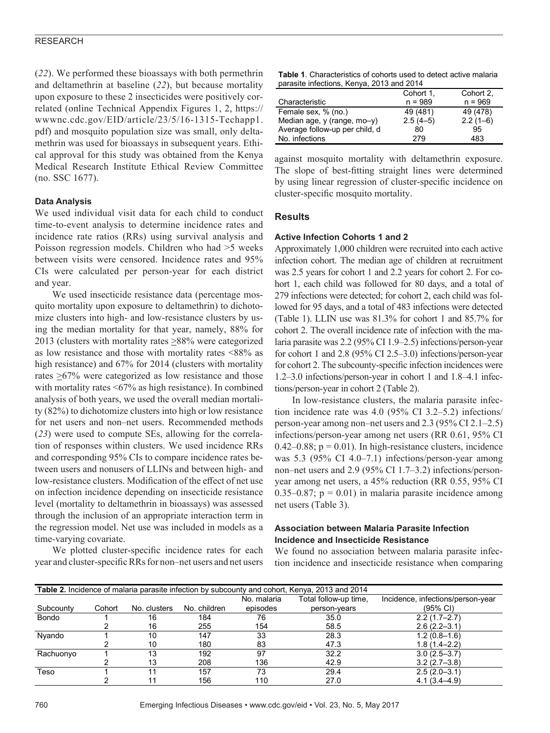(22). We performed these bioassays with both permethrin and deltamethrin at baseline (22), but because mortality upon exposure to these 2 insecticides were positively correlated (online Technical Appendix Figures 1, 2, https://wwwnc.cdc.gov/EID/article/23/5/16-1315-Techapp1.pdf) and mosquito population size was small, only deltamethrin was used for bioassays in subsequent years. Ethical approval for this study was obtained from the Kenya Medical Research Institute Ethical Review Committee (no. SSC 1677).

### Data Analysis

We used individual visit data for each child to conduct time-to-event analysis to determine incidence rates and incidence rate ratios (RRs) using survival analysis and Poisson regression models. Children who had >5 weeks between visits were censored. Incidence rates and 95% CIs were calculated per person-year for each district and year.

We used insecticide resistance data (percentage mosquito mortality upon exposure to deltamethrin) to dichotomize clusters into high- and low-resistance clusters by using the median mortality for that year, namely, 88% for 2013 (clusters with mortality rates ≥88% were categorized as low resistance and those with mortality rates <88% as high resistance) and 67% for 2014 (clusters with mortality rates ≥67% were categorized as low resistance and those with mortality rates <67% as high resistance). In combined analysis of both years, we used the overall median mortality (82%) to dichotomize clusters into high or low resistance for net users and non–net users. Recommended methods (23) were used to compute SEs, allowing for the correlation of responses within clusters. We used incidence RRs and corresponding 95% CIs to compare incidence rates between users and nonusers of LLINs and between high- and low-resistance clusters. Modification of the effect of net use on infection incidence depending on insecticide resistance level (mortality to deltamethrin in bioassays) was assessed through the inclusion of an appropriate interaction term in the regression model. Net use was included in models as a time-varying covariate.

We plotted cluster-specific incidence rates for each year and cluster-specific RRs for non–net users and net users against mosquito mortality with deltamethrin exposure. The slope of best-fitting straight lines were determined by using linear regression of cluster-specific incidence on cluster-specific mosquito mortality.

**Table 1**. Characteristics of cohorts used to detect active malaria parasite infections, Kenya, 2013 and 2014

| Characteristic | Cohort 1, n = 989 | Cohort 2, n = 969 |
|---|---|---|
| Female sex, % (no.) | 49 (481) | 49 (478) |
| Median age, y (range, mo–y) | 2.5 (4–5) | 2.2 (1–6) |
| Average follow-up per child, d | 80 | 95 |
| No. infections | 279 | 483 |

## Results

### Active Infection Cohorts 1 and 2

Approximately 1,000 children were recruited into each active infection cohort. The median age of children at recruitment was 2.5 years for cohort 1 and 2.2 years for cohort 2. For cohort 1, each child was followed for 80 days, and a total of 279 infections were detected; for cohort 2, each child was followed for 95 days, and a total of 483 infections were detected (Table 1). LLIN use was 81.3% for cohort 1 and 85.7% for cohort 2. The overall incidence rate of infection with the malaria parasite was 2.2 (95% CI 1.9–2.5) infections/person-year for cohort 1 and 2.8 (95% CI 2.5–3.0) infections/person-year for cohort 2. The subcounty-specific infection incidences were 1.2–3.0 infections/person-year in cohort 1 and 1.8–4.1 infections/person-year in cohort 2 (Table 2).

In low-resistance clusters, the malaria parasite infection incidence rate was 4.0 (95% CI 3.2–5.2) infections/person-year among non–net users and 2.3 (95% CI 2.1–2.5) infections/person-year among net users (RR 0.61, 95% CI 0.42–0.88; $p = 0.01$). In high-resistance clusters, incidence was 5.3 (95% CI 4.0–7.1) infections/person-year among non–net users and 2.9 (95% CI 1.7–3.2) infections/person-year among net users, a 45% reduction (RR 0.55, 95% CI 0.35–0.87; $p = 0.01$) in malaria parasite incidence among net users (Table 3).

### Association between Malaria Parasite Infection Incidence and Insecticide Resistance

We found no association between malaria parasite infection incidence and insecticide resistance when comparing

**Table 2.** Incidence of malaria parasite infection by subcounty and cohort, Kenya, 2013 and 2014

| Subcounty | Cohort | No. clusters | No. children | No. malaria episodes | Total follow-up time, person-years | Incidence, infections/person-year (95% CI) |
|---|---|---|---|---|---|---|
| Bondo | 1 | 16 | 184 | 76 | 35.0 | 2.2 (1.7–2.7) |
| | 2 | 16 | 255 | 154 | 58.5 | 2.6 (2.2–3.1) |
| Nyando | 1 | 10 | 147 | 33 | 28.3 | 1.2 (0.8–1.6) |
| | 2 | 10 | 180 | 83 | 47.3 | 1.8 (1.4–2.2) |
| Rachuonyo | 1 | 13 | 192 | 97 | 32.2 | 3.0 (2.5–3.7) |
| | 2 | 13 | 208 | 136 | 42.9 | 3.2 (2.7–3.8) |
| Teso | 1 | 11 | 157 | 73 | 29.4 | 2.5 (2.0–3.1) |
| | 2 | 11 | 156 | 110 | 27.0 | 4.1 (3.4–4.9) |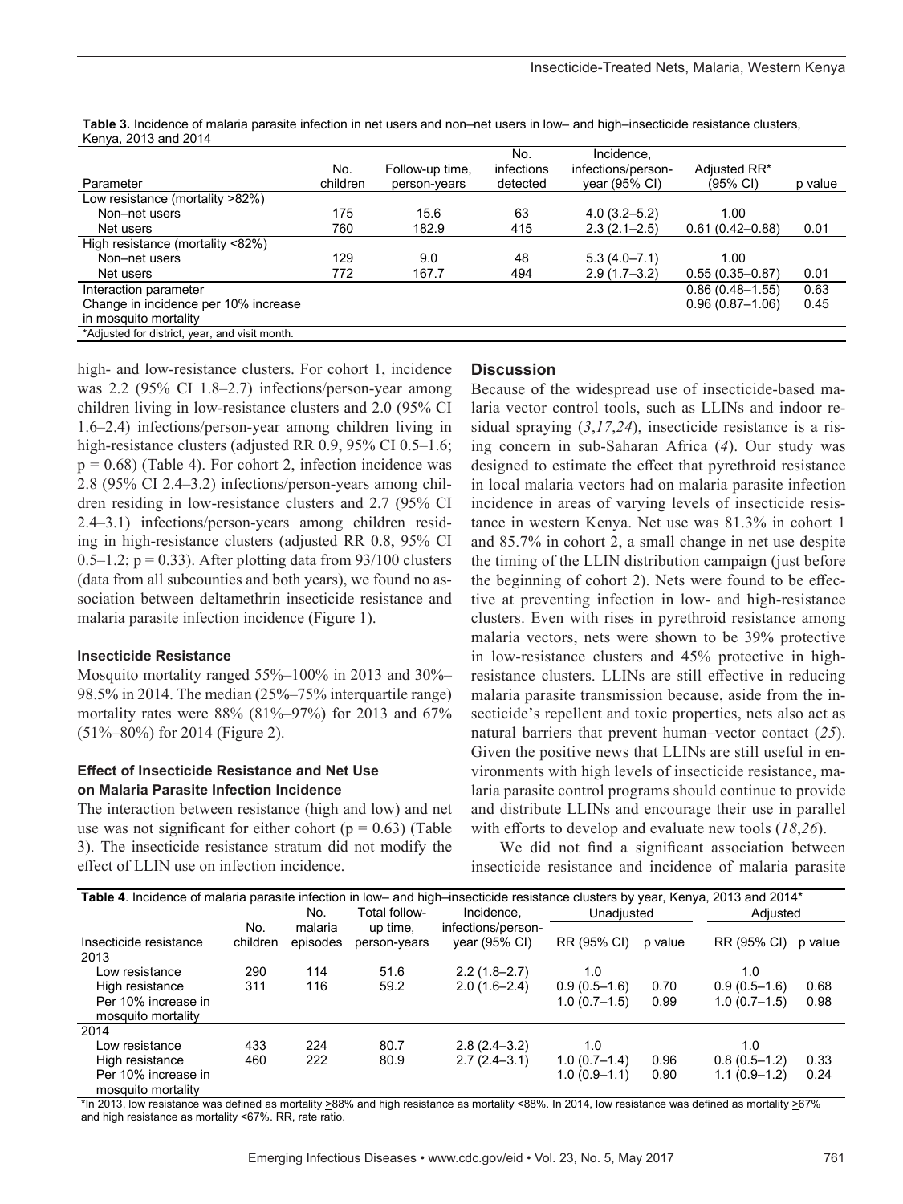**Table 3.** Incidence of malaria parasite infection in net users and non–net users in low– and high–insecticide resistance clusters, Kenya, 2013 and 2014

| Parameter | No. children | Follow-up time, person-years | No. infections detected | Incidence, infections/person-year (95% CI) | Adjusted RR* (95% CI) | p value |
|---|---|---|---|---|---|---|
| Low resistance (mortality ≥82%) | | | | | | |
| Non–net users | 175 | 15.6 | 63 | 4.0 (3.2–5.2) | 1.00 | |
| Net users | 760 | 182.9 | 415 | 2.3 (2.1–2.5) | 0.61 (0.42–0.88) | 0.01 |
| High resistance (mortality <82%) | | | | | | |
| Non–net users | 129 | 9.0 | 48 | 5.3 (4.0–7.1) | 1.00 | |
| Net users | 772 | 167.7 | 494 | 2.9 (1.7–3.2) | 0.55 (0.35–0.87) | 0.01 |
| Interaction parameter | | | | | 0.86 (0.48–1.55) | 0.63 |
| Change in incidence per 10% increase in mosquito mortality | | | | | 0.96 (0.87–1.06) | 0.45 |

*Adjusted for district, year, and visit month.

high- and low-resistance clusters. For cohort 1, incidence was 2.2 (95% CI 1.8–2.7) infections/person-year among children living in low-resistance clusters and 2.0 (95% CI 1.6–2.4) infections/person-year among children living in high-resistance clusters (adjusted RR 0.9, 95% CI 0.5–1.6; $p = 0.68$) (Table 4). For cohort 2, infection incidence was 2.8 (95% CI 2.4–3.2) infections/person-years among children residing in low-resistance clusters and 2.7 (95% CI 2.4–3.1) infections/person-years among children residing in high-resistance clusters (adjusted RR 0.8, 95% CI 0.5–1.2; $p = 0.33$). After plotting data from 93/100 clusters (data from all subcounties and both years), we found no association between deltamethrin insecticide resistance and malaria parasite infection incidence (Figure 1).

### Insecticide Resistance

Mosquito mortality ranged 55%–100% in 2013 and 30%–98.5% in 2014. The median (25%–75% interquartile range) mortality rates were 88% (81%–97%) for 2013 and 67% (51%–80%) for 2014 (Figure 2).

### Effect of Insecticide Resistance and Net Use on Malaria Parasite Infection Incidence

The interaction between resistance (high and low) and net use was not significant for either cohort ($p = 0.63$) (Table 3). The insecticide resistance stratum did not modify the effect of LLIN use on infection incidence.

## Discussion

Because of the widespread use of insecticide-based malaria vector control tools, such as LLINs and indoor residual spraying (*3*,*17*,*24*), insecticide resistance is a rising concern in sub-Saharan Africa (*4*). Our study was designed to estimate the effect that pyrethroid resistance in local malaria vectors had on malaria parasite infection incidence in areas of varying levels of insecticide resistance in western Kenya. Net use was 81.3% in cohort 1 and 85.7% in cohort 2, a small change in net use despite the timing of the LLIN distribution campaign (just before the beginning of cohort 2). Nets were found to be effective at preventing infection in low- and high-resistance clusters. Even with rises in pyrethroid resistance among malaria vectors, nets were shown to be 39% protective in low-resistance clusters and 45% protective in high-resistance clusters. LLINs are still effective in reducing malaria parasite transmission because, aside from the insecticide's repellent and toxic properties, nets also act as natural barriers that prevent human–vector contact (*25*). Given the positive news that LLINs are still useful in environments with high levels of insecticide resistance, malaria parasite control programs should continue to provide and distribute LLINs and encourage their use in parallel with efforts to develop and evaluate new tools (*18*,*26*).

We did not find a significant association between insecticide resistance and incidence of malaria parasite

**Table 4**. Incidence of malaria parasite infection in low– and high–insecticide resistance clusters by year, Kenya, 2013 and 2014*

| Insecticide resistance | No. children | No. malaria episodes | Total follow-up time, person-years | Incidence, infections/person-year (95% CI) | Unadjusted | | Adjusted | |
|---|---|---|---|---|---|---|---|---|
| | | | | | RR (95% CI) | p value | RR (95% CI) | p value |
| 2013 | | | | | | | | |
| Low resistance | 290 | 114 | 51.6 | 2.2 (1.8–2.7) | 1.0 | | 1.0 | |
| High resistance | 311 | 116 | 59.2 | 2.0 (1.6–2.4) | 0.9 (0.5–1.6) | 0.70 | 0.9 (0.5–1.6) | 0.68 |
| Per 10% increase in mosquito mortality | | | | | 1.0 (0.7–1.5) | 0.99 | 1.0 (0.7–1.5) | 0.98 |
| 2014 | | | | | | | | |
| Low resistance | 433 | 224 | 80.7 | 2.8 (2.4–3.2) | 1.0 | | 1.0 | |
| High resistance | 460 | 222 | 80.9 | 2.7 (2.4–3.1) | 1.0 (0.7–1.4) | 0.96 | 0.8 (0.5–1.2) | 0.33 |
| Per 10% increase in mosquito mortality | | | | | 1.0 (0.9–1.1) | 0.90 | 1.1 (0.9–1.2) | 0.24 |

*In 2013, low resistance was defined as mortality ≥88% and high resistance as mortality <88%. In 2014, low resistance was defined as mortality ≥67% and high resistance as mortality <67%. RR, rate ratio.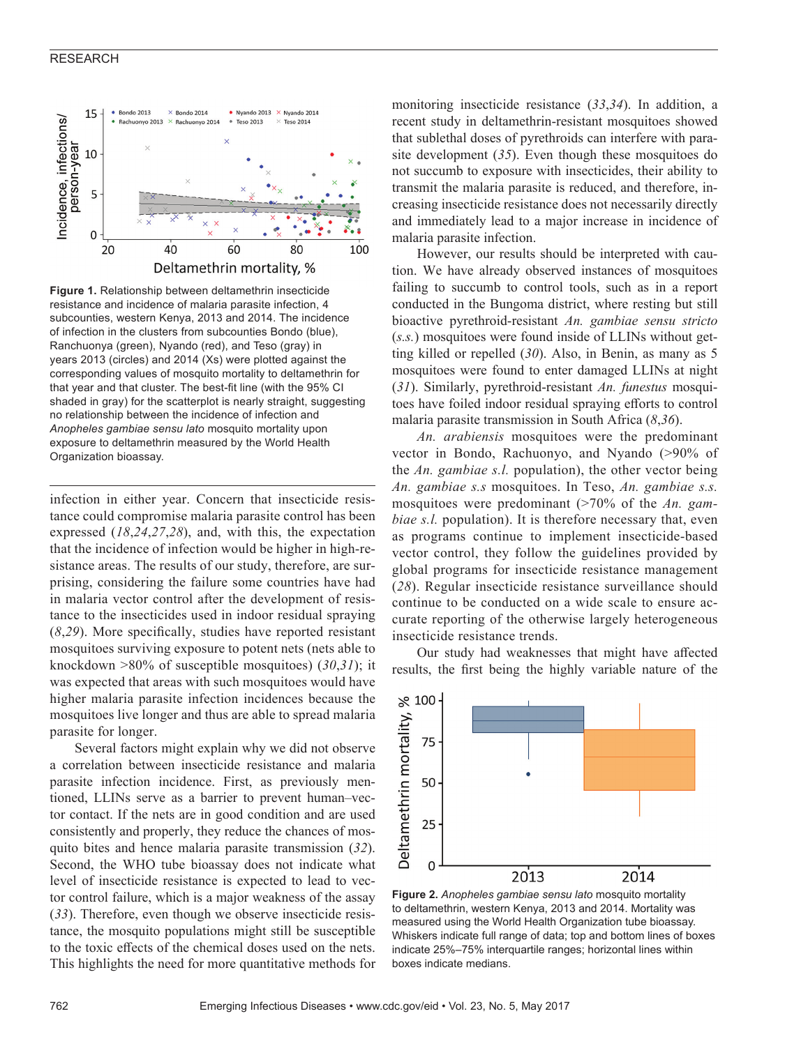**Figure 1.** Relationship between deltamethrin insecticide resistance and incidence of malaria parasite infection, 4 subcounties, western Kenya, 2013 and 2014. The incidence of infection in the clusters from subcounties Bondo (blue), Ranchuonya (green), Nyando (red), and Teso (gray) in years 2013 (circles) and 2014 (Xs) were plotted against the corresponding values of mosquito mortality to deltamethrin for that year and that cluster. The best-fit line (with the 95% CI shaded in gray) for the scatterplot is nearly straight, suggesting no relationship between the incidence of infection and *Anopheles gambiae sensu lato* mosquito mortality upon exposure to deltamethrin measured by the World Health Organization bioassay.

infection in either year. Concern that insecticide resistance could compromise malaria parasite control has been expressed (*18*,*24*,*27*,*28*), and, with this, the expectation that the incidence of infection would be higher in high-resistance areas. The results of our study, therefore, are surprising, considering the failure some countries have had in malaria vector control after the development of resistance to the insecticides used in indoor residual spraying (*8*,*29*). More specifically, studies have reported resistant mosquitoes surviving exposure to potent nets (nets able to knockdown >80% of susceptible mosquitoes) (*30*,*31*); it was expected that areas with such mosquitoes would have higher malaria parasite infection incidences because the mosquitoes live longer and thus are able to spread malaria parasite for longer.

Several factors might explain why we did not observe a correlation between insecticide resistance and malaria parasite infection incidence. First, as previously mentioned, LLINs serve as a barrier to prevent human–vector contact. If the nets are in good condition and are used consistently and properly, they reduce the chances of mosquito bites and hence malaria parasite transmission (*32*). Second, the WHO tube bioassay does not indicate what level of insecticide resistance is expected to lead to vector control failure, which is a major weakness of the assay (*33*). Therefore, even though we observe insecticide resistance, the mosquito populations might still be susceptible to the toxic effects of the chemical doses used on the nets. This highlights the need for more quantitative methods for monitoring insecticide resistance (*33*,*34*). In addition, a recent study in deltamethrin-resistant mosquitoes showed that sublethal doses of pyrethroids can interfere with parasite development (*35*). Even though these mosquitoes do not succumb to exposure with insecticides, their ability to transmit the malaria parasite is reduced, and therefore, increasing insecticide resistance does not necessarily directly and immediately lead to a major increase in incidence of malaria parasite infection.

However, our results should be interpreted with caution. We have already observed instances of mosquitoes failing to succumb to control tools, such as in a report conducted in the Bungoma district, where resting but still bioactive pyrethroid-resistant *An. gambiae sensu stricto* (*s.s.*) mosquitoes were found inside of LLINs without getting killed or repelled (*30*). Also, in Benin, as many as 5 mosquitoes were found to enter damaged LLINs at night (*31*). Similarly, pyrethroid-resistant *An. funestus* mosquitoes have foiled indoor residual spraying efforts to control malaria parasite transmission in South Africa (*8*,*36*).

*An. arabiensis* mosquitoes were the predominant vector in Bondo, Rachuonyo, and Nyando (>90% of the *An. gambiae s.l.* population), the other vector being *An. gambiae s.s* mosquitoes. In Teso, *An. gambiae s.s.* mosquitoes were predominant (>70% of the *An. gambiae s.l.* population). It is therefore necessary that, even as programs continue to implement insecticide-based vector control, they follow the guidelines provided by global programs for insecticide resistance management (*28*). Regular insecticide resistance surveillance should continue to be conducted on a wide scale to ensure accurate reporting of the otherwise largely heterogeneous insecticide resistance trends.

Our study had weaknesses that might have affected results, the first being the highly variable nature of the

**Figure 2.** *Anopheles gambiae sensu lato* mosquito mortality to deltamethrin, western Kenya, 2013 and 2014. Mortality was measured using the World Health Organization tube bioassay. Whiskers indicate full range of data; top and bottom lines of boxes indicate 25%–75% interquartile ranges; horizontal lines within boxes indicate medians.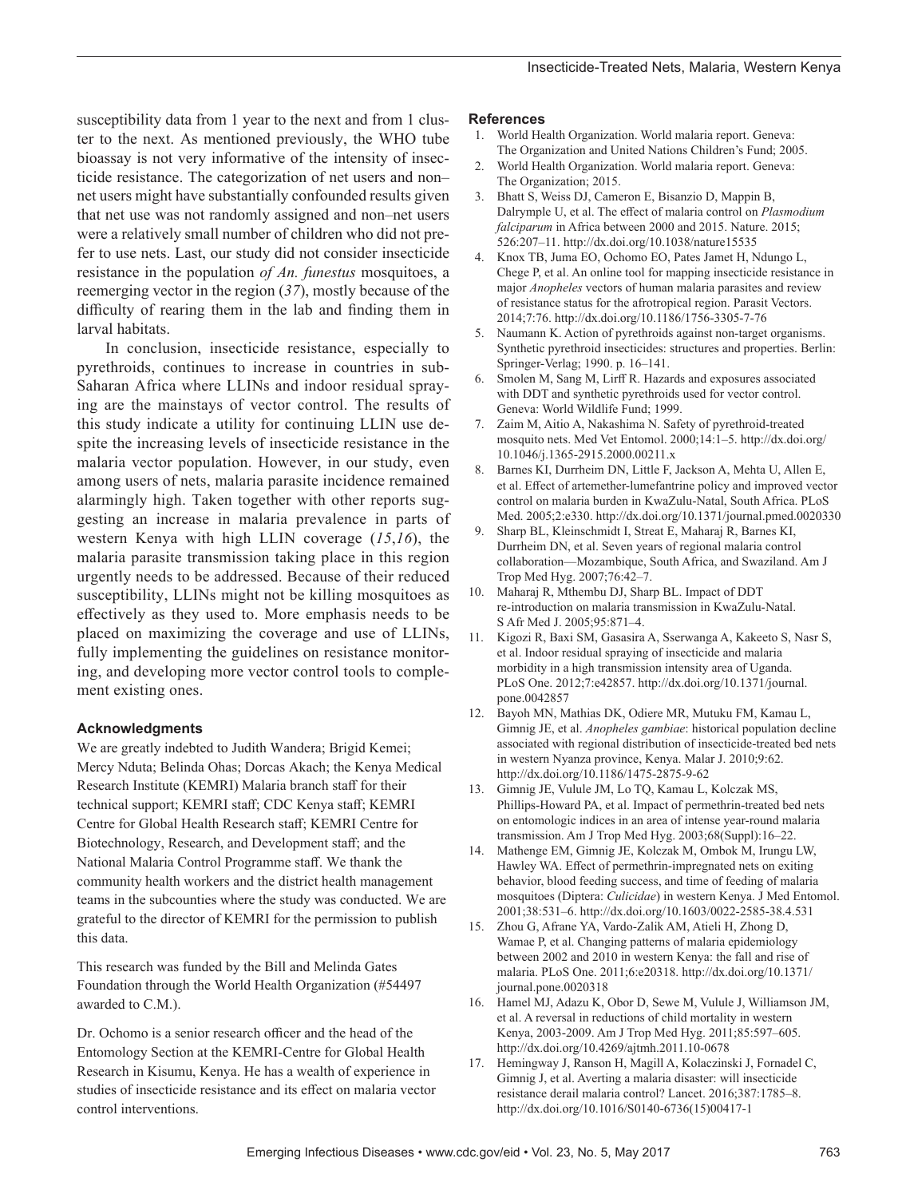susceptibility data from 1 year to the next and from 1 cluster to the next. As mentioned previously, the WHO tube bioassay is not very informative of the intensity of insecticide resistance. The categorization of net users and non–net users might have substantially confounded results given that net use was not randomly assigned and non–net users were a relatively small number of children who did not prefer to use nets. Last, our study did not consider insecticide resistance in the population *of An. funestus* mosquitoes, a reemerging vector in the region (*37*), mostly because of the difficulty of rearing them in the lab and finding them in larval habitats.

In conclusion, insecticide resistance, especially to pyrethroids, continues to increase in countries in sub-Saharan Africa where LLINs and indoor residual spraying are the mainstays of vector control. The results of this study indicate a utility for continuing LLIN use despite the increasing levels of insecticide resistance in the malaria vector population. However, in our study, even among users of nets, malaria parasite incidence remained alarmingly high. Taken together with other reports suggesting an increase in malaria prevalence in parts of western Kenya with high LLIN coverage (*15*,*16*), the malaria parasite transmission taking place in this region urgently needs to be addressed. Because of their reduced susceptibility, LLINs might not be killing mosquitoes as effectively as they used to. More emphasis needs to be placed on maximizing the coverage and use of LLINs, fully implementing the guidelines on resistance monitoring, and developing more vector control tools to complement existing ones.

### Acknowledgments

We are greatly indebted to Judith Wandera; Brigid Kemei; Mercy Nduta; Belinda Ohas; Dorcas Akach; the Kenya Medical Research Institute (KEMRI) Malaria branch staff for their technical support; KEMRI staff; CDC Kenya staff; KEMRI Centre for Global Health Research staff; KEMRI Centre for Biotechnology, Research, and Development staff; and the National Malaria Control Programme staff. We thank the community health workers and the district health management teams in the subcounties where the study was conducted. We are grateful to the director of KEMRI for the permission to publish this data.

This research was funded by the Bill and Melinda Gates Foundation through the World Health Organization (#54497 awarded to C.M.).

Dr. Ochomo is a senior research officer and the head of the Entomology Section at the KEMRI-Centre for Global Health Research in Kisumu, Kenya. He has a wealth of experience in studies of insecticide resistance and its effect on malaria vector control interventions.

### References

1. World Health Organization. World malaria report. Geneva: The Organization and United Nations Children's Fund; 2005.
2. World Health Organization. World malaria report. Geneva: The Organization; 2015.
3. Bhatt S, Weiss DJ, Cameron E, Bisanzio D, Mappin B, Dalrymple U, et al. The effect of malaria control on *Plasmodium falciparum* in Africa between 2000 and 2015. Nature. 2015; 526:207–11. http://dx.doi.org/10.1038/nature15535
4. Knox TB, Juma EO, Ochomo EO, Pates Jamet H, Ndungo L, Chege P, et al. An online tool for mapping insecticide resistance in major *Anopheles* vectors of human malaria parasites and review of resistance status for the afrotropical region. Parasit Vectors. 2014;7:76. http://dx.doi.org/10.1186/1756-3305-7-76
5. Naumann K. Action of pyrethroids against non-target organisms. Synthetic pyrethroid insecticides: structures and properties. Berlin: Springer-Verlag; 1990. p. 16–141.
6. Smolen M, Sang M, Lirff R. Hazards and exposures associated with DDT and synthetic pyrethroids used for vector control. Geneva: World Wildlife Fund; 1999.
7. Zaim M, Aitio A, Nakashima N. Safety of pyrethroid-treated mosquito nets. Med Vet Entomol. 2000;14:1–5. http://dx.doi.org/10.1046/j.1365-2915.2000.00211.x
8. Barnes KI, Durrheim DN, Little F, Jackson A, Mehta U, Allen E, et al. Effect of artemether-lumefantrine policy and improved vector control on malaria burden in KwaZulu-Natal, South Africa. PLoS Med. 2005;2:e330. http://dx.doi.org/10.1371/journal.pmed.0020330
9. Sharp BL, Kleinschmidt I, Streat E, Maharaj R, Barnes KI, Durrheim DN, et al. Seven years of regional malaria control collaboration—Mozambique, South Africa, and Swaziland. Am J Trop Med Hyg. 2007;76:42–7.
10. Maharaj R, Mthembu DJ, Sharp BL. Impact of DDT re-introduction on malaria transmission in KwaZulu-Natal. S Afr Med J. 2005;95:871–4.
11. Kigozi R, Baxi SM, Gasasira A, Sserwanga A, Kakeeto S, Nasr S, et al. Indoor residual spraying of insecticide and malaria morbidity in a high transmission intensity area of Uganda. PLoS One. 2012;7:e42857. http://dx.doi.org/10.1371/journal.pone.0042857
12. Bayoh MN, Mathias DK, Odiere MR, Mutuku FM, Kamau L, Gimnig JE, et al. *Anopheles gambiae*: historical population decline associated with regional distribution of insecticide-treated bed nets in western Nyanza province, Kenya. Malar J. 2010;9:62. http://dx.doi.org/10.1186/1475-2875-9-62
13. Gimnig JE, Vulule JM, Lo TQ, Kamau L, Kolczak MS, Phillips-Howard PA, et al. Impact of permethrin-treated bed nets on entomologic indices in an area of intense year-round malaria transmission. Am J Trop Med Hyg. 2003;68(Suppl):16–22.
14. Mathenge EM, Gimnig JE, Kolczak M, Ombok M, Irungu LW, Hawley WA. Effect of permethrin-impregnated nets on exiting behavior, blood feeding success, and time of feeding of malaria mosquitoes (Diptera: *Culicidae*) in western Kenya. J Med Entomol. 2001;38:531–6. http://dx.doi.org/10.1603/0022-2585-38.4.531
15. Zhou G, Afrane YA, Vardo-Zalik AM, Atieli H, Zhong D, Wamae P, et al. Changing patterns of malaria epidemiology between 2002 and 2010 in western Kenya: the fall and rise of malaria. PLoS One. 2011;6:e20318. http://dx.doi.org/10.1371/journal.pone.0020318
16. Hamel MJ, Adazu K, Obor D, Sewe M, Vulule J, Williamson JM, et al. A reversal in reductions of child mortality in western Kenya, 2003-2009. Am J Trop Med Hyg. 2011;85:597–605. http://dx.doi.org/10.4269/ajtmh.2011.10-0678
17. Hemingway J, Ranson H, Magill A, Kolaczinski J, Fornadel C, Gimnig J, et al. Averting a malaria disaster: will insecticide resistance derail malaria control? Lancet. 2016;387:1785–8. http://dx.doi.org/10.1016/S0140-6736(15)00417-1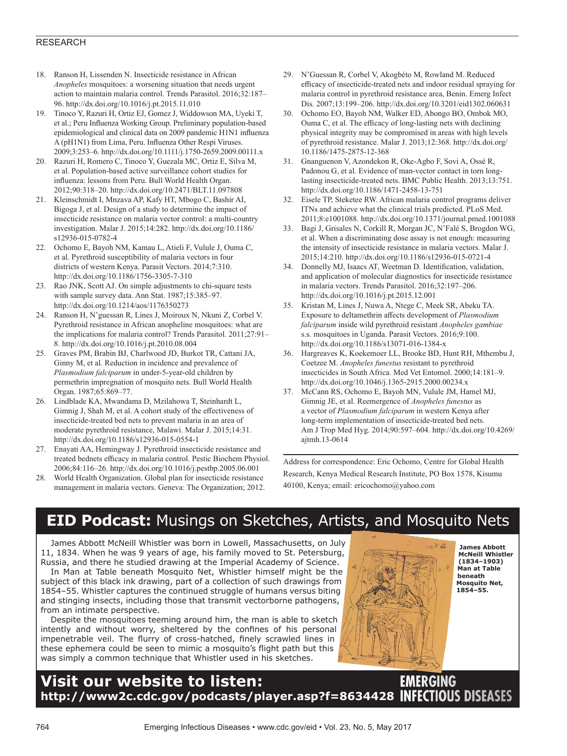18. Ranson H, Lissenden N. Insecticide resistance in African *Anopheles* mosquitoes: a worsening situation that needs urgent action to maintain malaria control. Trends Parasitol. 2016;32:187–96. http://dx.doi.org/10.1016/j.pt.2015.11.010
19. Tinoco Y, Razuri H, Ortiz EJ, Gomez J, Widdowson MA, Uyeki T, et al.; Peru Influenza Working Group. Preliminary population-based epidemiological and clinical data on 2009 pandemic H1N1 influenza A (pH1N1) from Lima, Peru. Influenza Other Respi Viruses. 2009;3:253–6. http://dx.doi.org/10.1111/j.1750-2659.2009.00111.x
20. Razuri H, Romero C, Tinoco Y, Guezala MC, Ortiz E, Silva M, et al. Population-based active surveillance cohort studies for influenza: lessons from Peru. Bull World Health Organ. 2012;90:318–20. http://dx.doi.org/10.2471/BLT.11.097808
21. Kleinschmidt I, Mnzava AP, Kafy HT, Mbogo C, Bashir AI, Bigoga J, et al. Design of a study to determine the impact of insecticide resistance on malaria vector control: a multi-country investigation. Malar J. 2015;14:282. http://dx.doi.org/10.1186/s12936-015-0782-4
22. Ochomo E, Bayoh NM, Kamau L, Atieli F, Vulule J, Ouma C, et al. Pyrethroid susceptibility of malaria vectors in four districts of western Kenya. Parasit Vectors. 2014;7:310. http://dx.doi.org/10.1186/1756-3305-7-310
23. Rao JNK, Scott AJ. On simple adjustments to chi-square tests with sample survey data. Ann Stat. 1987;15:385–97. http://dx.doi.org/10.1214/aos/1176350273
24. Ranson H, N'guessan R, Lines J, Moiroux N, Nkuni Z, Corbel V. Pyrethroid resistance in African anopheline mosquitoes: what are the implications for malaria control? Trends Parasitol. 2011;27:91–8. http://dx.doi.org/10.1016/j.pt.2010.08.004
25. Graves PM, Brabin BJ, Charlwood JD, Burkot TR, Cattani JA, Ginny M, et al. Reduction in incidence and prevalence of *Plasmodium falciparum* in under-5-year-old children by permethrin impregnation of mosquito nets. Bull World Health Organ. 1987;65:869–77.
26. Lindblade KA, Mwandama D, Mzilahowa T, Steinhardt L, Gimnig J, Shah M, et al. A cohort study of the effectiveness of insecticide-treated bed nets to prevent malaria in an area of moderate pyrethroid resistance, Malawi. Malar J. 2015;14:31. http://dx.doi.org/10.1186/s12936-015-0554-1
27. Enayati AA, Hemingway J. Pyrethroid insecticide resistance and treated bednets efficacy in malaria control. Pestic Biochem Physiol. 2006;84:116–26. http://dx.doi.org/10.1016/j.pestbp.2005.06.001
28. World Health Organization. Global plan for insecticide resistance management in malaria vectors. Geneva: The Organization; 2012.
29. N'Guessan R, Corbel V, Akogbéto M, Rowland M. Reduced efficacy of insecticide-treated nets and indoor residual spraying for malaria control in pyrethroid resistance area, Benin. Emerg Infect Dis. 2007;13:199–206. http://dx.doi.org/10.3201/eid1302.060631
30. Ochomo EO, Bayoh NM, Walker ED, Abongo BO, Ombok MO, Ouma C, et al. The efficacy of long-lasting nets with declining physical integrity may be compromised in areas with high levels of pyrethroid resistance. Malar J. 2013;12:368. http://dx.doi.org/10.1186/1475-2875-12-368
31. Gnanguenon V, Azondekon R, Oke-Agbo F, Sovi A, Ossè R, Padonou G, et al. Evidence of man-vector contact in torn long-lasting insecticide-treated nets. BMC Public Health. 2013;13:751. http://dx.doi.org/10.1186/1471-2458-13-751
32. Eisele TP, Steketee RW. African malaria control programs deliver ITNs and achieve what the clinical trials predicted. PLoS Med. 2011;8:e1001088. http://dx.doi.org/10.1371/journal.pmed.1001088
33. Bagi J, Grisales N, Corkill R, Morgan JC, N'Falé S, Brogdon WG, et al. When a discriminating dose assay is not enough: measuring the intensity of insecticide resistance in malaria vectors. Malar J. 2015;14:210. http://dx.doi.org/10.1186/s12936-015-0721-4
34. Donnelly MJ, Isaacs AT, Weetman D. Identification, validation, and application of molecular diagnostics for insecticide resistance in malaria vectors. Trends Parasitol. 2016;32:197–206. http://dx.doi.org/10.1016/j.pt.2015.12.001
35. Kristan M, Lines J, Nuwa A, Ntege C, Meek SR, Abeku TA. Exposure to deltamethrin affects development of *Plasmodium falciparum* inside wild pyrethroid resistant *Anopheles gambiae* s.s. mosquitoes in Uganda. Parasit Vectors. 2016;9:100. http://dx.doi.org/10.1186/s13071-016-1384-x
36. Hargreaves K, Koekemoer LL, Brooke BD, Hunt RH, Mthembu J, Coetzee M. *Anopheles funestus* resistant to pyrethroid insecticides in South Africa. Med Vet Entomol. 2000;14:181–9. http://dx.doi.org/10.1046/j.1365-2915.2000.00234.x
37. McCann RS, Ochomo E, Bayoh MN, Vulule JM, Hamel MJ, Gimnig JE, et al. Reemergence of *Anopheles funestus* as a vector of *Plasmodium falciparum* in western Kenya after long-term implementation of insecticide-treated bed nets. Am J Trop Med Hyg. 2014;90:597–604. http://dx.doi.org/10.4269/ajtmh.13-0614

Address for correspondence: Eric Ochomo, Centre for Global Health Research, Kenya Medical Research Institute, PO Box 1578, Kisumu 40100, Kenya; email: ericochomo@yahoo.com

## EID Podcast: Musings on Sketches, Artists, and Mosquito Nets

James Abbott McNeill Whistler was born in Lowell, Massachusetts, on July 11, 1834. When he was 9 years of age, his family moved to St. Petersburg, Russia, and there he studied drawing at the Imperial Academy of Science.

In Man at Table beneath Mosquito Net, Whistler himself might be the subject of this black ink drawing, part of a collection of such drawings from 1854–55. Whistler captures the continued struggle of humans versus biting and stinging insects, including those that transmit vectorborne pathogens, from an intimate perspective.

Despite the mosquitoes teeming around him, the man is able to sketch intently and without worry, sheltered by the confines of his personal impenetrable veil. The flurry of cross-hatched, finely scrawled lines in these ephemera could be seen to mimic a mosquito's flight path but this was simply a common technique that Whistler used in his sketches.

**James Abbott McNeill Whistler (1834–1903) Man at Table beneath Mosquito Net, 1854–55.**

**Visit our website to listen: http://www2c.cdc.gov/podcasts/player.asp?f=8634428**

EMERGING INFECTIOUS DISEASES